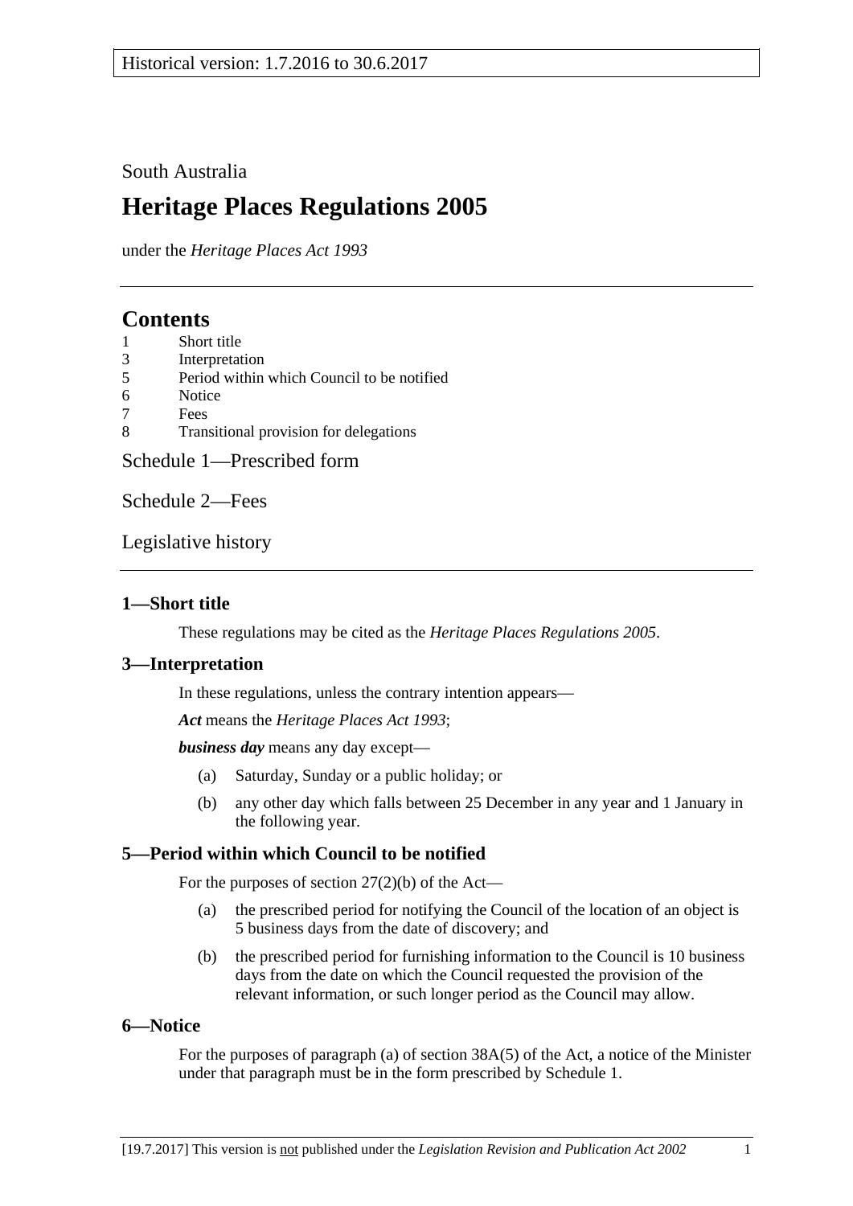Historical version: 1.7.2016 to 30.6.2017

South Australia

# Heritage Places Regulations 2005

under the *Heritage Places Act 1993*

## Contents

1 Short title
3 Interpretation
5 Period within which Council to be notified
6 Notice
7 Fees
8 Transitional provision for delegations

Schedule 1—Prescribed form

Schedule 2—Fees

Legislative history

### 1—Short title

These regulations may be cited as the *Heritage Places Regulations 2005*.

### 3—Interpretation

In these regulations, unless the contrary intention appears—

***Act*** means the *Heritage Places Act 1993*;

***business day*** means any day except—

(a) Saturday, Sunday or a public holiday; or

(b) any other day which falls between 25 December in any year and 1 January in the following year.

### 5—Period within which Council to be notified

For the purposes of section 27(2)(b) of the Act—

(a) the prescribed period for notifying the Council of the location of an object is 5 business days from the date of discovery; and

(b) the prescribed period for furnishing information to the Council is 10 business days from the date on which the Council requested the provision of the relevant information, or such longer period as the Council may allow.

### 6—Notice

For the purposes of paragraph (a) of section 38A(5) of the Act, a notice of the Minister under that paragraph must be in the form prescribed by Schedule 1.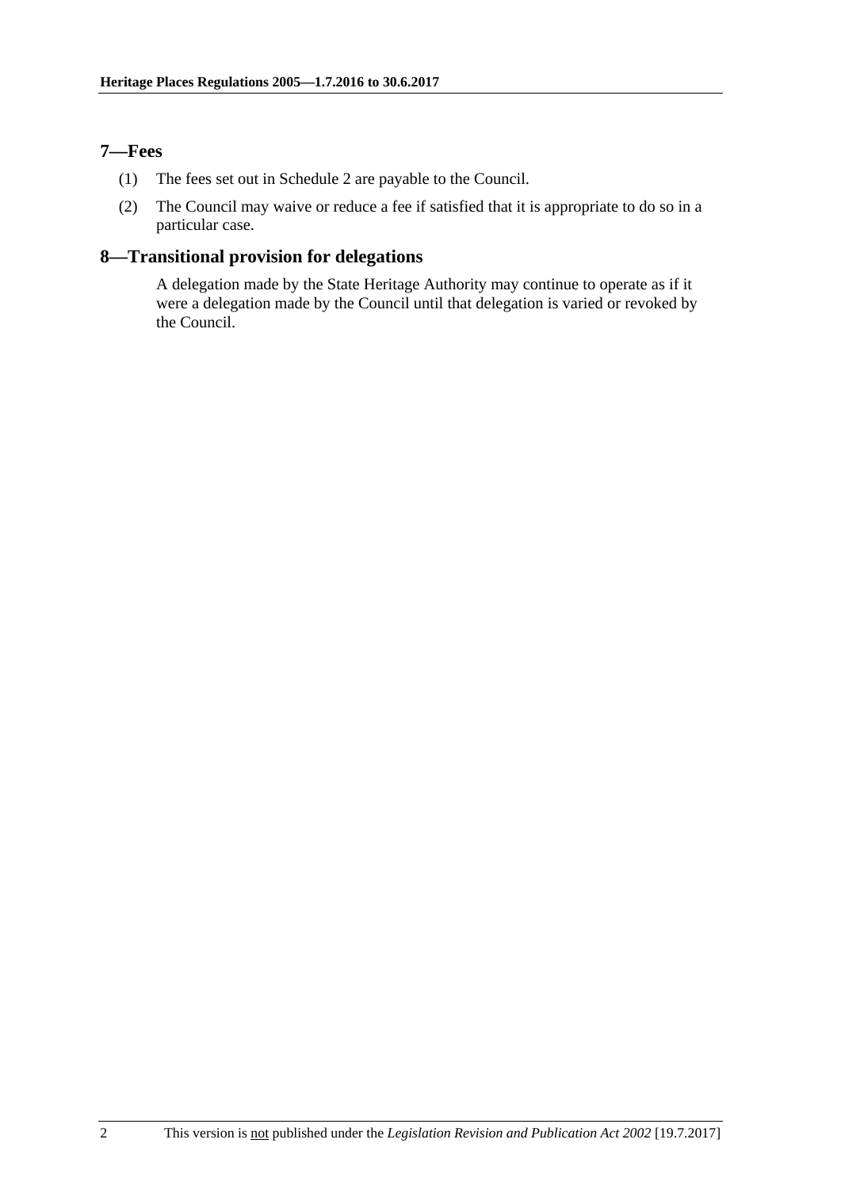## 7—Fees

(1) The fees set out in Schedule 2 are payable to the Council.

(2) The Council may waive or reduce a fee if satisfied that it is appropriate to do so in a particular case.

## 8—Transitional provision for delegations

A delegation made by the State Heritage Authority may continue to operate as if it were a delegation made by the Council until that delegation is varied or revoked by the Council.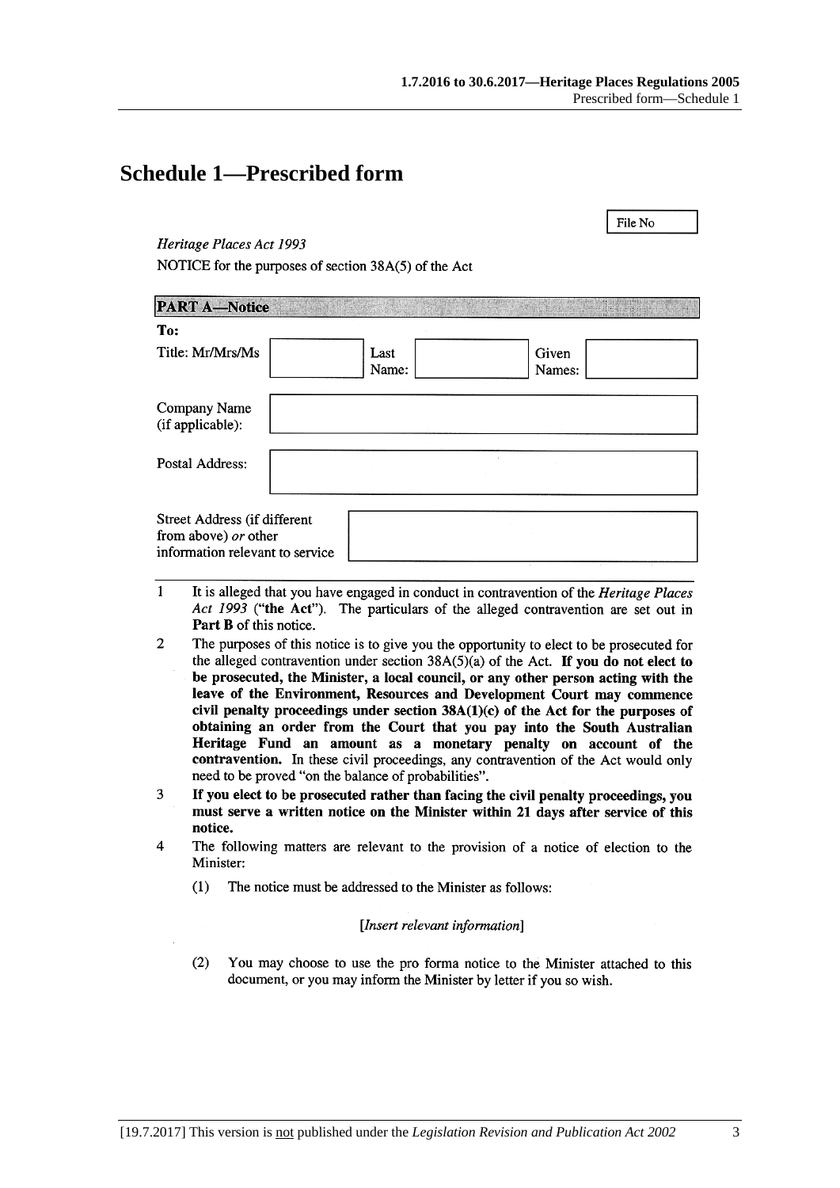# Schedule 1—Prescribed form

File No

*Heritage Places Act 1993*

NOTICE for the purposes of section 38A(5) of the Act

**PART A—Notice**

**To:**

| Title: Mr/Mrs/Ms | | Last Name: | | Given Names: | |
|---|---|---|---|---|---|

| Company Name (if applicable): | |
|---|---|
| Postal Address: | |
| Street Address (if different from above) *or* other information relevant to service | |

1 It is alleged that you have engaged in conduct in contravention of the *Heritage Places Act 1993* (**"the Act"**). The particulars of the alleged contravention are set out in **Part B** of this notice.

2 The purposes of this notice is to give you the opportunity to elect to be prosecuted for the alleged contravention under section 38A(5)(a) of the Act. **If you do not elect to be prosecuted, the Minister, a local council, or any other person acting with the leave of the Environment, Resources and Development Court may commence civil penalty proceedings under section 38A(1)(c) of the Act for the purposes of obtaining an order from the Court that you pay into the South Australian Heritage Fund an amount as a monetary penalty on account of the contravention.** In these civil proceedings, any contravention of the Act would only need to be proved "on the balance of probabilities".

3 **If you elect to be prosecuted rather than facing the civil penalty proceedings, you must serve a written notice on the Minister within 21 days after service of this notice.**

4 The following matters are relevant to the provision of a notice of election to the Minister:

(1) The notice must be addressed to the Minister as follows:

[*Insert relevant information*]

(2) You may choose to use the pro forma notice to the Minister attached to this document, or you may inform the Minister by letter if you so wish.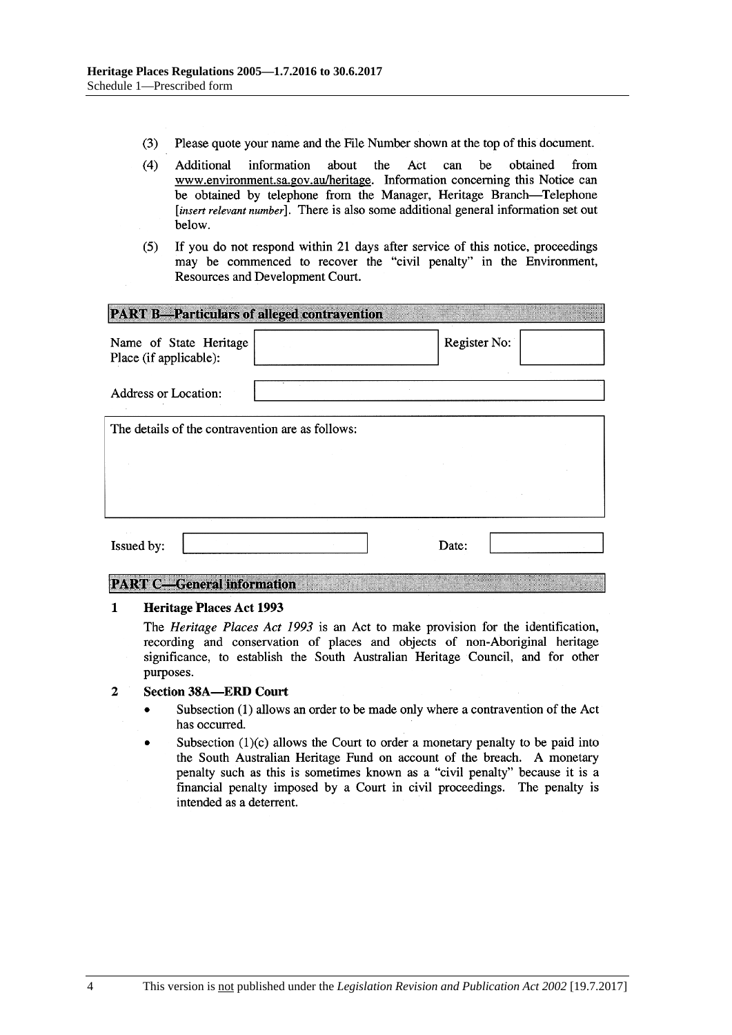(3) Please quote your name and the File Number shown at the top of this document.

(4) Additional information about the Act can be obtained from www.environment.sa.gov.au/heritage. Information concerning this Notice can be obtained by telephone from the Manager, Heritage Branch—Telephone [*insert relevant number*]. There is also some additional general information set out below.

(5) If you do not respond within 21 days after service of this notice, proceedings may be commenced to recover the "civil penalty" in the Environment, Resources and Development Court.

**PART B—Particulars of alleged contravention**

| | | | |
|---|---|---|---|
| Name of State Heritage Place (if applicable): | | Register No: | |
| Address or Location: | | | |

The details of the contravention are as follows:

| | | | |
|---|---|---|---|
| Issued by: | | Date: | |

**PART C—General information**

**1 Heritage Places Act 1993**

The *Heritage Places Act 1993* is an Act to make provision for the identification, recording and conservation of places and objects of non-Aboriginal heritage significance, to establish the South Australian Heritage Council, and for other purposes.

**2 Section 38A—ERD Court**

- Subsection (1) allows an order to be made only where a contravention of the Act has occurred.
- Subsection (1)(c) allows the Court to order a monetary penalty to be paid into the South Australian Heritage Fund on account of the breach. A monetary penalty such as this is sometimes known as a "civil penalty" because it is a financial penalty imposed by a Court in civil proceedings. The penalty is intended as a deterrent.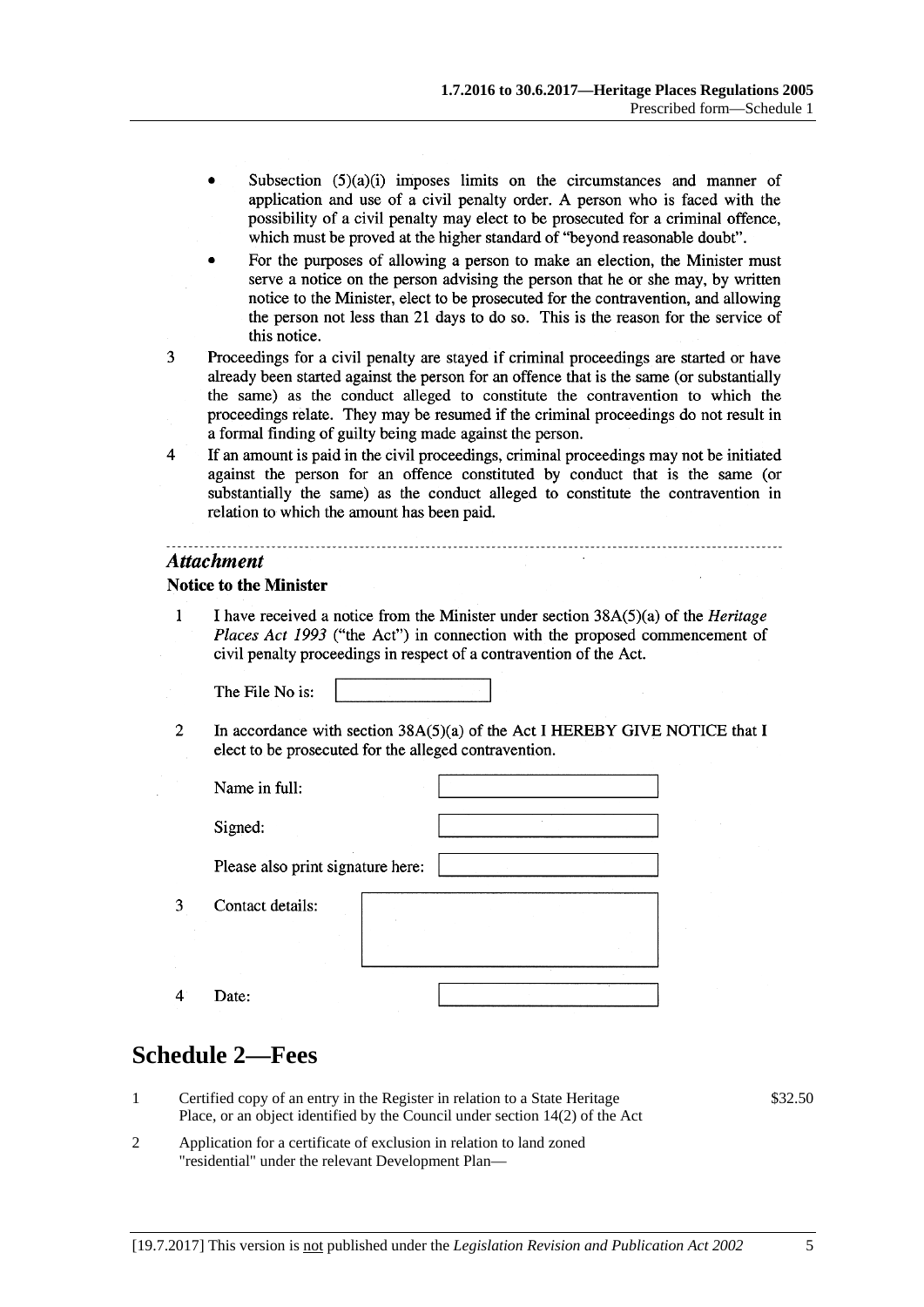- Subsection (5)(a)(i) imposes limits on the circumstances and manner of application and use of a civil penalty order. A person who is faced with the possibility of a civil penalty may elect to be prosecuted for a criminal offence, which must be proved at the higher standard of "beyond reasonable doubt".
- For the purposes of allowing a person to make an election, the Minister must serve a notice on the person advising the person that he or she may, by written notice to the Minister, elect to be prosecuted for the contravention, and allowing the person not less than 21 days to do so. This is the reason for the service of this notice.

3 Proceedings for a civil penalty are stayed if criminal proceedings are started or have already been started against the person for an offence that is the same (or substantially the same) as the conduct alleged to constitute the contravention to which the proceedings relate. They may be resumed if the criminal proceedings do not result in a formal finding of guilty being made against the person.

4 If an amount is paid in the civil proceedings, criminal proceedings may not be initiated against the person for an offence constituted by conduct that is the same (or substantially the same) as the conduct alleged to constitute the contravention in relation to which the amount has been paid.

---

***Attachment***

**Notice to the Minister**

1 I have received a notice from the Minister under section 38A(5)(a) of the *Heritage Places Act 1993* ("the Act") in connection with the proposed commencement of civil penalty proceedings in respect of a contravention of the Act.

The File No is: [ ]

2 In accordance with section 38A(5)(a) of the Act I HEREBY GIVE NOTICE that I elect to be prosecuted for the alleged contravention.

Name in full: [ ]

Signed: [ ]

Please also print signature here: [ ]

3 Contact details: [ ]

4 Date: [ ]

## Schedule 2—Fees

| | | |
|---|---|---|
| 1 | Certified copy of an entry in the Register in relation to a State Heritage Place, or an object identified by the Council under section 14(2) of the Act | $32.50 |
| 2 | Application for a certificate of exclusion in relation to land zoned "residential" under the relevant Development Plan— | |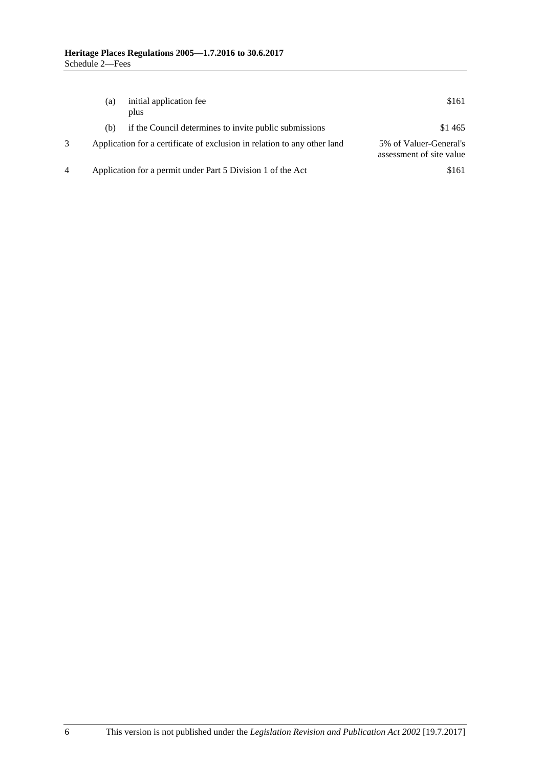| | | | |
|---|---|---|---|
| | (a) | initial application fee<br>plus | \$161 |
| | (b) | if the Council determines to invite public submissions | \$1 465 |
| 3 | Application for a certificate of exclusion in relation to any other land | | 5% of Valuer-General's assessment of site value |
| 4 | Application for a permit under Part 5 Division 1 of the Act | | \$161 |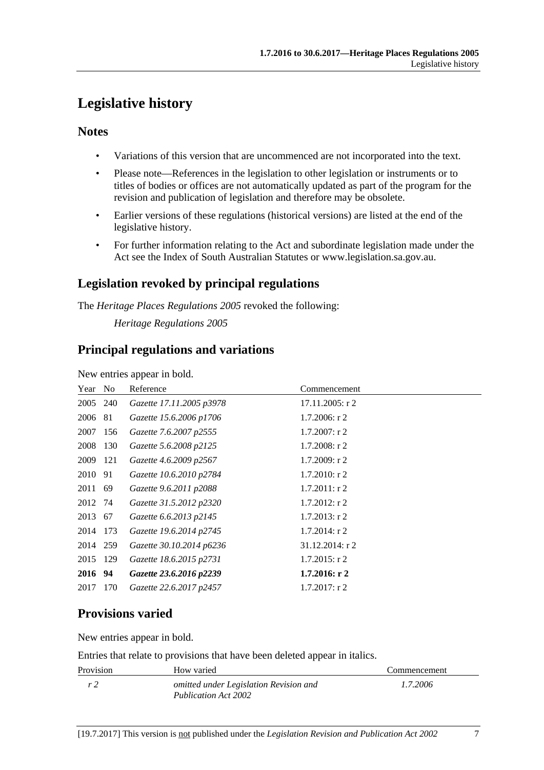# Legislative history

## Notes

- Variations of this version that are uncommenced are not incorporated into the text.
- Please note—References in the legislation to other legislation or instruments or to titles of bodies or offices are not automatically updated as part of the program for the revision and publication of legislation and therefore may be obsolete.
- Earlier versions of these regulations (historical versions) are listed at the end of the legislative history.
- For further information relating to the Act and subordinate legislation made under the Act see the Index of South Australian Statutes or www.legislation.sa.gov.au.

## Legislation revoked by principal regulations

The *Heritage Places Regulations 2005* revoked the following:

*Heritage Regulations 2005*

## Principal regulations and variations

New entries appear in bold.

| Year | No | Reference | Commencement |
|---|---|---|---|
| 2005 | 240 | *Gazette 17.11.2005 p3978* | 17.11.2005: r 2 |
| 2006 | 81 | *Gazette 15.6.2006 p1706* | 1.7.2006: r 2 |
| 2007 | 156 | *Gazette 7.6.2007 p2555* | 1.7.2007: r 2 |
| 2008 | 130 | *Gazette 5.6.2008 p2125* | 1.7.2008: r 2 |
| 2009 | 121 | *Gazette 4.6.2009 p2567* | 1.7.2009: r 2 |
| 2010 | 91 | *Gazette 10.6.2010 p2784* | 1.7.2010: r 2 |
| 2011 | 69 | *Gazette 9.6.2011 p2088* | 1.7.2011: r 2 |
| 2012 | 74 | *Gazette 31.5.2012 p2320* | 1.7.2012: r 2 |
| 2013 | 67 | *Gazette 6.6.2013 p2145* | 1.7.2013: r 2 |
| 2014 | 173 | *Gazette 19.6.2014 p2745* | 1.7.2014: r 2 |
| 2014 | 259 | *Gazette 30.10.2014 p6236* | 31.12.2014: r 2 |
| 2015 | 129 | *Gazette 18.6.2015 p2731* | 1.7.2015: r 2 |
| **2016** | **94** | ***Gazette 23.6.2016 p2239*** | **1.7.2016: r 2** |
| 2017 | 170 | *Gazette 22.6.2017 p2457* | 1.7.2017: r 2 |

## Provisions varied

New entries appear in bold.

Entries that relate to provisions that have been deleted appear in italics.

| Provision | How varied | Commencement |
|---|---|---|
| *r 2* | *omitted under Legislation Revision and Publication Act 2002* | *1.7.2006* |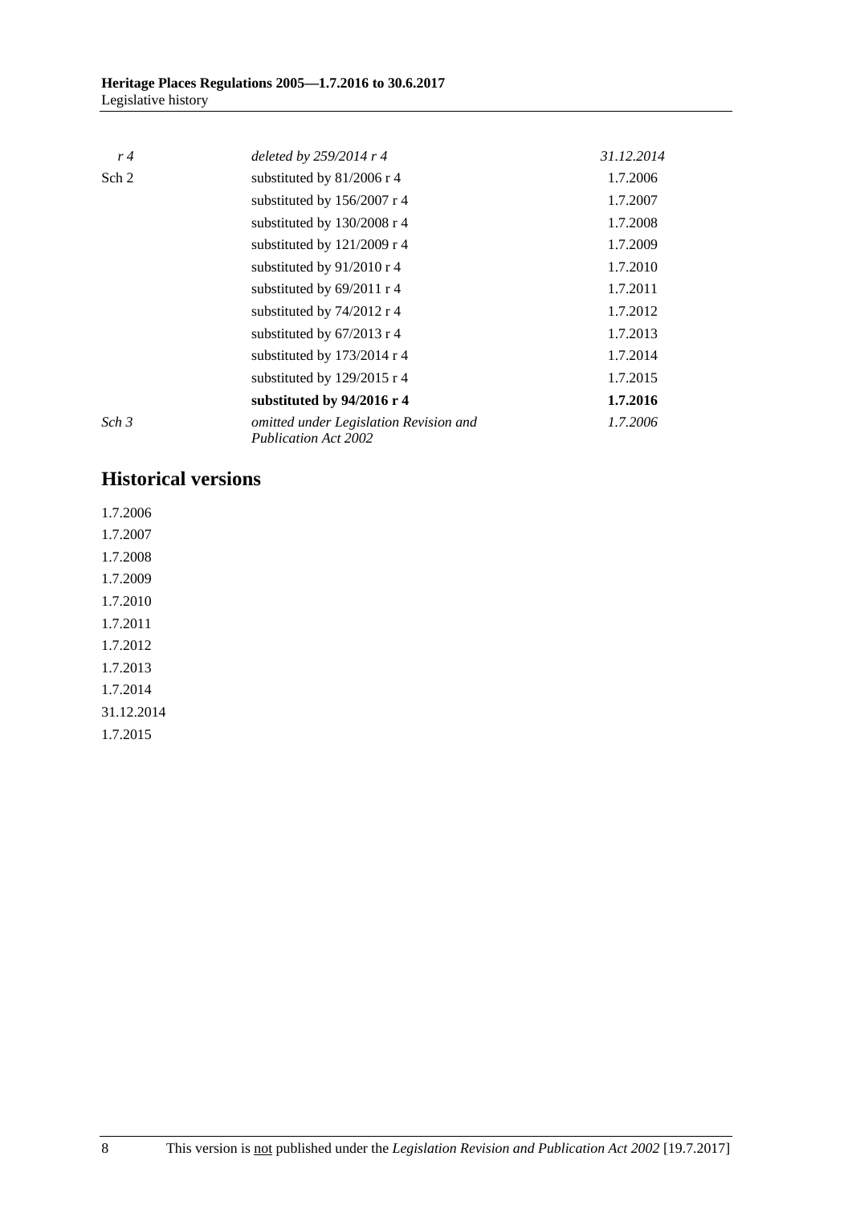| | | |
|---|---|---|
| *r 4* | *deleted by 259/2014 r 4* | *31.12.2014* |
| Sch 2 | substituted by 81/2006 r 4 | 1.7.2006 |
| | substituted by 156/2007 r 4 | 1.7.2007 |
| | substituted by 130/2008 r 4 | 1.7.2008 |
| | substituted by 121/2009 r 4 | 1.7.2009 |
| | substituted by 91/2010 r 4 | 1.7.2010 |
| | substituted by 69/2011 r 4 | 1.7.2011 |
| | substituted by 74/2012 r 4 | 1.7.2012 |
| | substituted by 67/2013 r 4 | 1.7.2013 |
| | substituted by 173/2014 r 4 | 1.7.2014 |
| | substituted by 129/2015 r 4 | 1.7.2015 |
| | **substituted by 94/2016 r 4** | **1.7.2016** |
| *Sch 3* | *omitted under Legislation Revision and Publication Act 2002* | *1.7.2006* |

## Historical versions

1.7.2006

1.7.2007

1.7.2008

1.7.2009

1.7.2010

1.7.2011

1.7.2012

1.7.2013

1.7.2014

31.12.2014

1.7.2015